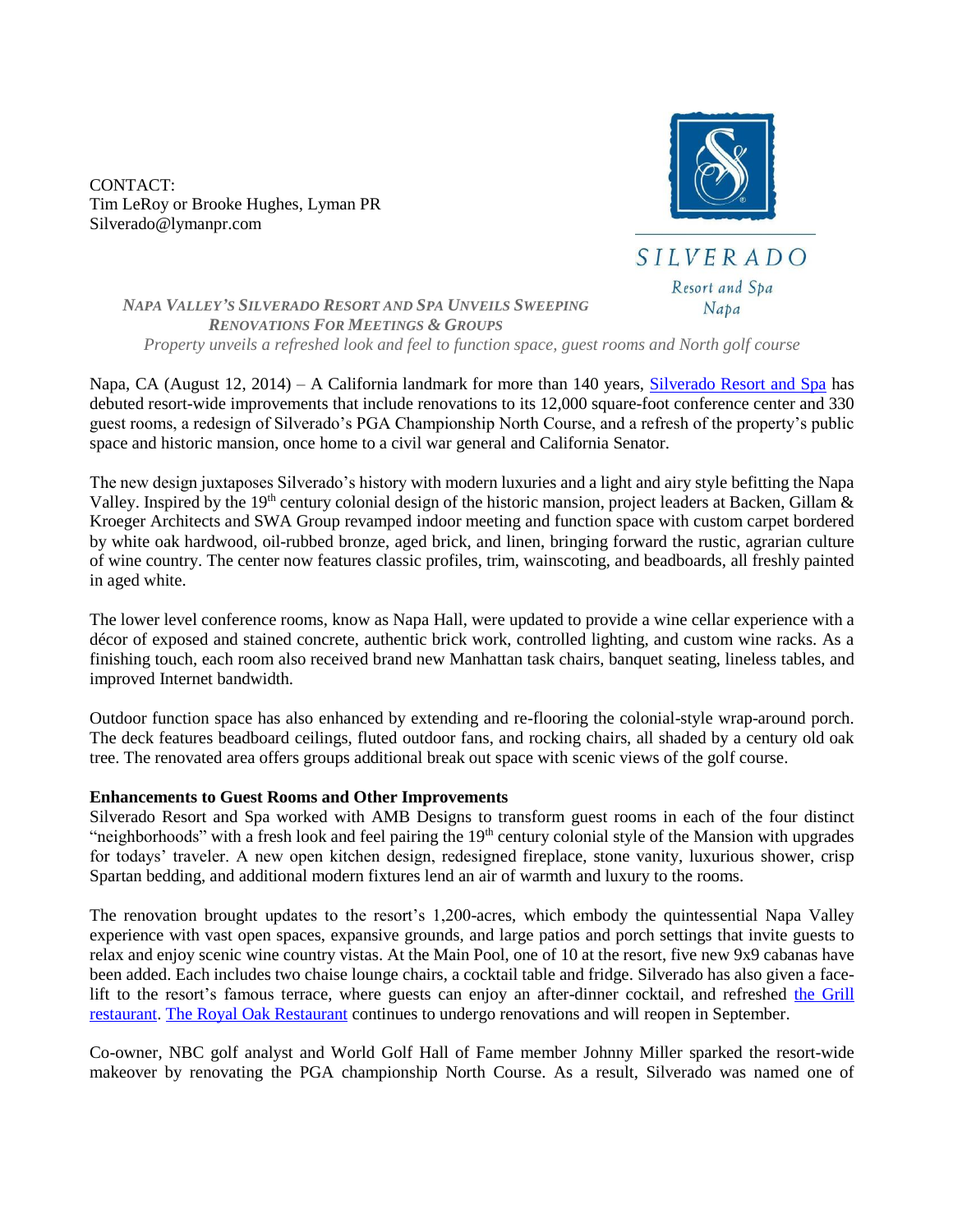CONTACT:
Tim LeRoy or Brooke Hughes, Lyman PR
Silverado@lymanpr.com

SILVERADO
Resort and Spa
Napa

***NAPA VALLEY'S SILVERADO RESORT AND SPA UNVEILS SWEEPING RENOVATIONS FOR MEETINGS & GROUPS***

*Property unveils a refreshed look and feel to function space, guest rooms and North golf course*

Napa, CA (August 12, 2014) – A California landmark for more than 140 years, [Silverado Resort and Spa](#) has debuted resort-wide improvements that include renovations to its 12,000 square-foot conference center and 330 guest rooms, a redesign of Silverado's PGA Championship North Course, and a refresh of the property's public space and historic mansion, once home to a civil war general and California Senator.

The new design juxtaposes Silverado's history with modern luxuries and a light and airy style befitting the Napa Valley. Inspired by the 19th century colonial design of the historic mansion, project leaders at Backen, Gillam & Kroeger Architects and SWA Group revamped indoor meeting and function space with custom carpet bordered by white oak hardwood, oil-rubbed bronze, aged brick, and linen, bringing forward the rustic, agrarian culture of wine country. The center now features classic profiles, trim, wainscoting, and beadboards, all freshly painted in aged white.

The lower level conference rooms, know as Napa Hall, were updated to provide a wine cellar experience with a décor of exposed and stained concrete, authentic brick work, controlled lighting, and custom wine racks. As a finishing touch, each room also received brand new Manhattan task chairs, banquet seating, lineless tables, and improved Internet bandwidth.

Outdoor function space has also enhanced by extending and re-flooring the colonial-style wrap-around porch. The deck features beadboard ceilings, fluted outdoor fans, and rocking chairs, all shaded by a century old oak tree. The renovated area offers groups additional break out space with scenic views of the golf course.

**Enhancements to Guest Rooms and Other Improvements**

Silverado Resort and Spa worked with AMB Designs to transform guest rooms in each of the four distinct "neighborhoods" with a fresh look and feel pairing the 19th century colonial style of the Mansion with upgrades for todays' traveler. A new open kitchen design, redesigned fireplace, stone vanity, luxurious shower, crisp Spartan bedding, and additional modern fixtures lend an air of warmth and luxury to the rooms.

The renovation brought updates to the resort's 1,200-acres, which embody the quintessential Napa Valley experience with vast open spaces, expansive grounds, and large patios and porch settings that invite guests to relax and enjoy scenic wine country vistas. At the Main Pool, one of 10 at the resort, five new 9x9 cabanas have been added. Each includes two chaise lounge chairs, a cocktail table and fridge. Silverado has also given a face-lift to the resort's famous terrace, where guests can enjoy an after-dinner cocktail, and refreshed [the Grill restaurant](#). [The Royal Oak Restaurant](#) continues to undergo renovations and will reopen in September.

Co-owner, NBC golf analyst and World Golf Hall of Fame member Johnny Miller sparked the resort-wide makeover by renovating the PGA championship North Course. As a result, Silverado was named one of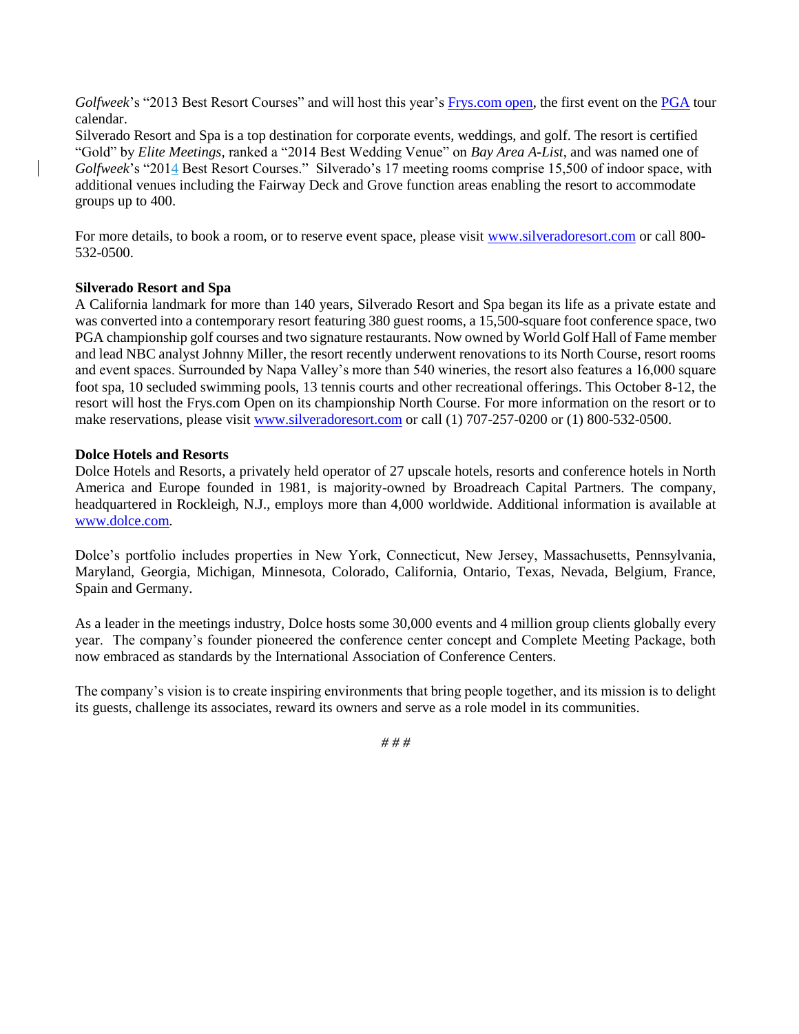*Golfweek*'s "2013 Best Resort Courses" and will host this year's [Frys.com open](), the first event on the [PGA]() tour calendar.
Silverado Resort and Spa is a top destination for corporate events, weddings, and golf. The resort is certified "Gold" by *Elite Meetings*, ranked a "2014 Best Wedding Venue" on *Bay Area A-List*, and was named one of *Golfweek*'s "2014 Best Resort Courses." Silverado's 17 meeting rooms comprise 15,500 of indoor space, with additional venues including the Fairway Deck and Grove function areas enabling the resort to accommodate groups up to 400.

For more details, to book a room, or to reserve event space, please visit www.silveradoresort.com or call 800-532-0500.

**Silverado Resort and Spa**
A California landmark for more than 140 years, Silverado Resort and Spa began its life as a private estate and was converted into a contemporary resort featuring 380 guest rooms, a 15,500-square foot conference space, two PGA championship golf courses and two signature restaurants. Now owned by World Golf Hall of Fame member and lead NBC analyst Johnny Miller, the resort recently underwent renovations to its North Course, resort rooms and event spaces. Surrounded by Napa Valley's more than 540 wineries, the resort also features a 16,000 square foot spa, 10 secluded swimming pools, 13 tennis courts and other recreational offerings. This October 8-12, the resort will host the Frys.com Open on its championship North Course. For more information on the resort or to make reservations, please visit www.silveradoresort.com or call (1) 707-257-0200 or (1) 800-532-0500.

**Dolce Hotels and Resorts**
Dolce Hotels and Resorts, a privately held operator of 27 upscale hotels, resorts and conference hotels in North America and Europe founded in 1981, is majority-owned by Broadreach Capital Partners. The company, headquartered in Rockleigh, N.J., employs more than 4,000 worldwide. Additional information is available at www.dolce.com.

Dolce's portfolio includes properties in New York, Connecticut, New Jersey, Massachusetts, Pennsylvania, Maryland, Georgia, Michigan, Minnesota, Colorado, California, Ontario, Texas, Nevada, Belgium, France, Spain and Germany.

As a leader in the meetings industry, Dolce hosts some 30,000 events and 4 million group clients globally every year. The company's founder pioneered the conference center concept and Complete Meeting Package, both now embraced as standards by the International Association of Conference Centers.

The company's vision is to create inspiring environments that bring people together, and its mission is to delight its guests, challenge its associates, reward its owners and serve as a role model in its communities.

# # #